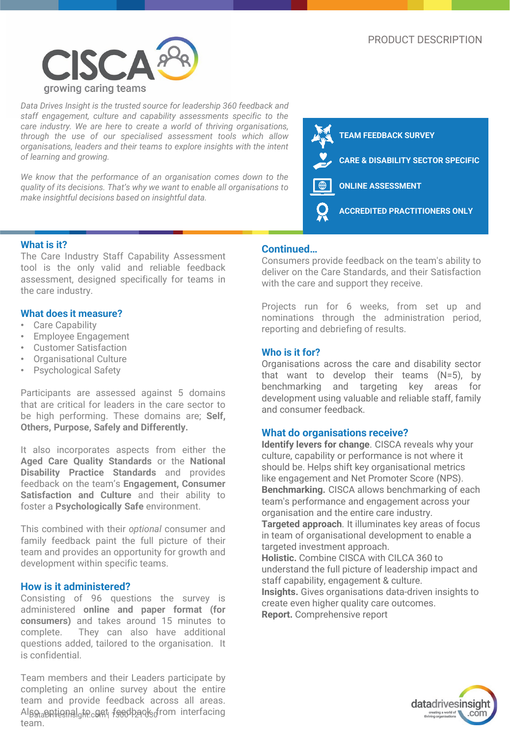PRODUCT DESCRIPTION

# CISCA

growing caring teams

*Data Drives Insight is the trusted source for leadership 360 feedback and staff engagement, culture and capability assessments specific to the care industry. We are here to create a world of thriving organisations, through the use of our specialised assessment tools which allow organisations, leaders and their teams to explore insights with the intent of learning and growing.*

*We know that the performance of an organisation comes down to the quality of its decisions. That's why we want to enable all organisations to make insightful decisions based on insightful data.*

- **TEAM FEEDBACK SURVEY**
- **CARE & DISABILITY SECTOR SPECIFIC**
- **ONLINE ASSESSMENT**
- **ACCREDITED PRACTITIONERS ONLY**

## What is it?

The Care Industry Staff Capability Assessment tool is the only valid and reliable feedback assessment, designed specifically for teams in the care industry.

## What does it measure?

- Care Capability
- Employee Engagement
- Customer Satisfaction
- Organisational Culture
- Psychological Safety

Participants are assessed against 5 domains that are critical for leaders in the care sector to be high performing. These domains are; **Self, Others, Purpose, Safely and Differently.**

It also incorporates aspects from either the **Aged Care Quality Standards** or the **National Disability Practice Standards** and provides feedback on the team's **Engagement, Consumer Satisfaction and Culture** and their ability to foster a **Psychologically Safe** environment.

This combined with their *optional* consumer and family feedback paint the full picture of their team and provides an opportunity for growth and development within specific teams.

## How is it administered?

Consisting of 96 questions the survey is administered **online and paper format (for consumers)** and takes around 15 minutes to complete. They can also have additional questions added, tailored to the organisation. It is confidential.

Team members and their Leaders participate by completing an online survey about the entire team and provide feedback across all areas. Also optional to get feedback from interfacing team.

## Continued…

Consumers provide feedback on the team's ability to deliver on the Care Standards, and their Satisfaction with the care and support they receive.

Projects run for 6 weeks, from set up and nominations through the administration period, reporting and debriefing of results.

## Who is it for?

Organisations across the care and disability sector that want to develop their teams (N=5), by benchmarking and targeting key areas for development using valuable and reliable staff, family and consumer feedback.

## What do organisations receive?

**Identify levers for change**. CISCA reveals why your culture, capability or performance is not where it should be. Helps shift key organisational metrics like engagement and Net Promoter Score (NPS).
**Benchmarking.** CISCA allows benchmarking of each team's performance and engagement across your organisation and the entire care industry.
**Targeted approach**. It illuminates key areas of focus in team of organisational development to enable a targeted investment approach.
**Holistic.** Combine CISCA with CILCA 360 to understand the full picture of leadership impact and staff capability, engagement & culture.
**Insights.** Gives organisations data-driven insights to create even higher quality care outcomes.
**Report.** Comprehensive report

datadrivesinsight.com | 1300 121 030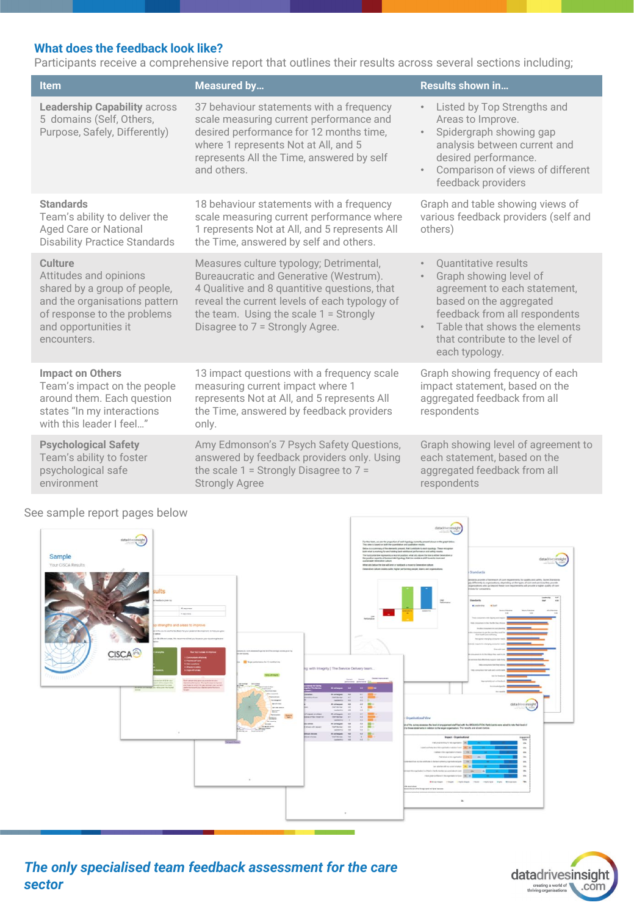## What does the feedback look like?

Participants receive a comprehensive report that outlines their results across several sections including;

| Item | Measured by… | Results shown in… |
|---|---|---|
| **Leadership Capability** across 5 domains (Self, Others, Purpose, Safely, Differently) | 37 behaviour statements with a frequency scale measuring current performance and desired performance for 12 months time, where 1 represents Not at All, and 5 represents All the Time, answered by self and others. | • Listed by Top Strengths and Areas to Improve.<br>• Spidergraph showing gap analysis between current and desired performance.<br>• Comparison of views of different feedback providers |
| **Standards**<br>Team's ability to deliver the Aged Care or National Disability Practice Standards | 18 behaviour statements with a frequency scale measuring current performance where 1 represents Not at All, and 5 represents All the Time, answered by self and others. | Graph and table showing views of various feedback providers (self and others) |
| **Culture**<br>Attitudes and opinions shared by a group of people, and the organisations pattern of response to the problems and opportunities it encounters. | Measures culture typology; Detrimental, Bureaucratic and Generative (Westrum).<br>4 Qualitive and 8 quantitive questions, that reveal the current levels of each typology of the team. Using the scale 1 = Strongly Disagree to 7 = Strongly Agree. | • Quantitative results<br>• Graph showing level of agreement to each statement, based on the aggregated feedback from all respondents<br>• Table that shows the elements that contribute to the level of each typology. |
| **Impact on Others**<br>Team's impact on the people around them. Each question states "In my interactions with this leader I feel…" | 13 impact questions with a frequency scale measuring current impact where 1 represents Not at All, and 5 represents All the Time, answered by feedback providers only. | Graph showing frequency of each impact statement, based on the aggregated feedback from all respondents |
| **Psychological Safety**<br>Team's ability to foster psychological safe environment | Amy Edmonson's 7 Psych Safety Questions, answered by feedback providers only. Using the scale 1 = Strongly Disagree to 7 = Strongly Agree | Graph showing level of agreement to each statement, based on the aggregated feedback from all respondents |

See sample report pages below

***The only specialised team feedback assessment for the care sector***

datadrivesinsight.com

creating a world of thriving organisations